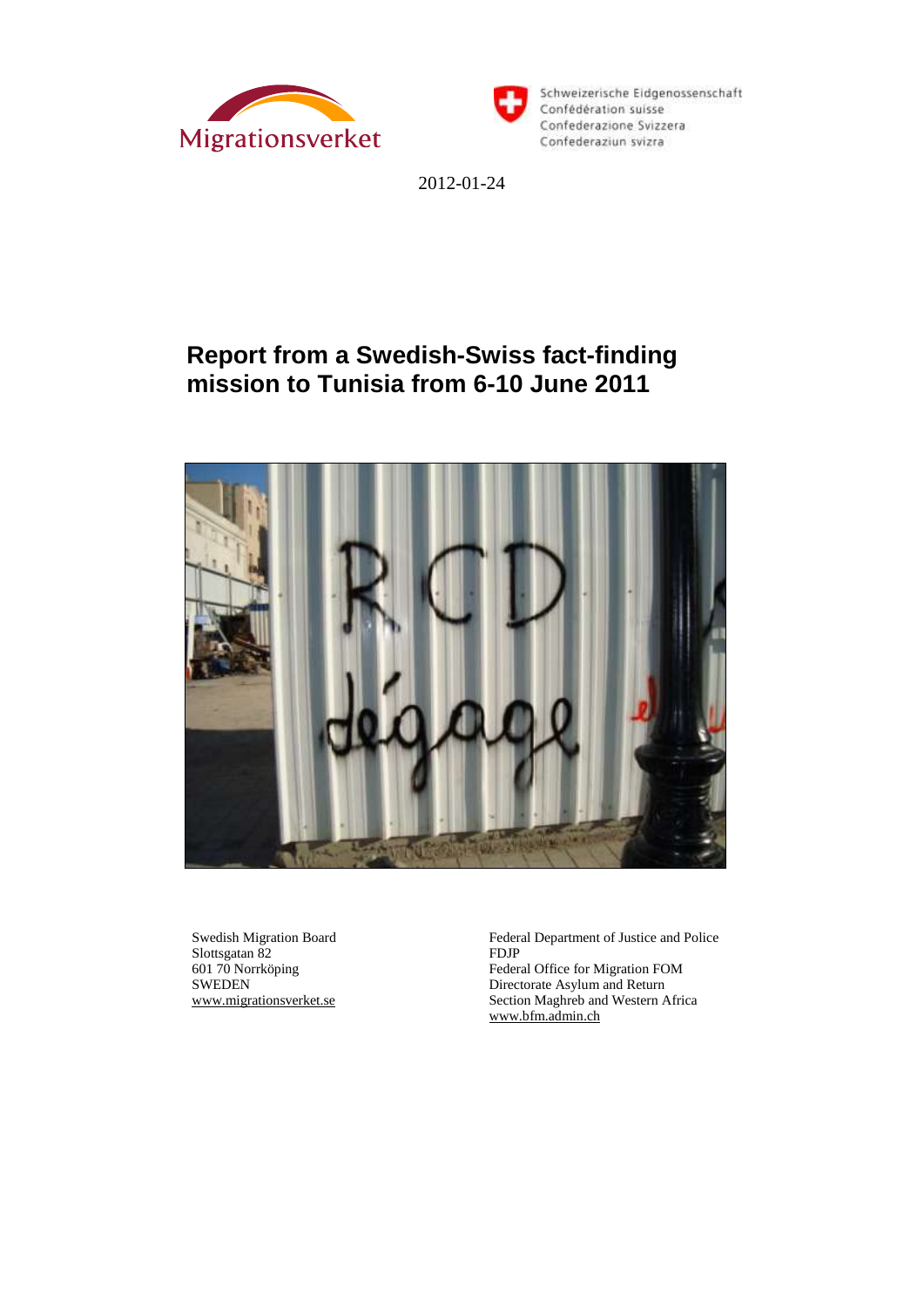Migrationsverket

Schweizerische Eidgenossenschaft
Confédération suisse
Confederazione Svizzera
Confederaziun svizra

2012-01-24

# Report from a Swedish-Swiss fact-finding mission to Tunisia from 6-10 June 2011

Swedish Migration Board
Slottsgatan 82
601 70 Norrköping
SWEDEN
www.migrationsverket.se

Federal Department of Justice and Police
FDJP
Federal Office for Migration FOM
Directorate Asylum and Return
Section Maghreb and Western Africa
www.bfm.admin.ch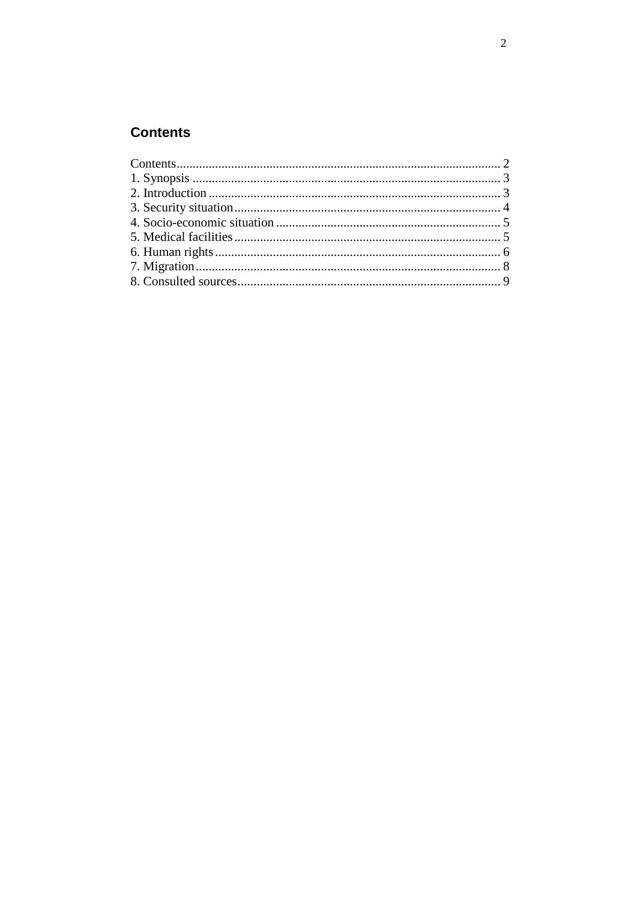## Contents

Contents.................................................................................................... 2
1. Synopsis ................................................................................................ 3
2. Introduction .......................................................................................... 3
3. Security situation.................................................................................. 4
4. Socio-economic situation ..................................................................... 5
5. Medical facilities................................................................................... 5
6. Human rights......................................................................................... 6
7. Migration............................................................................................... 8
8. Consulted sources.................................................................................. 9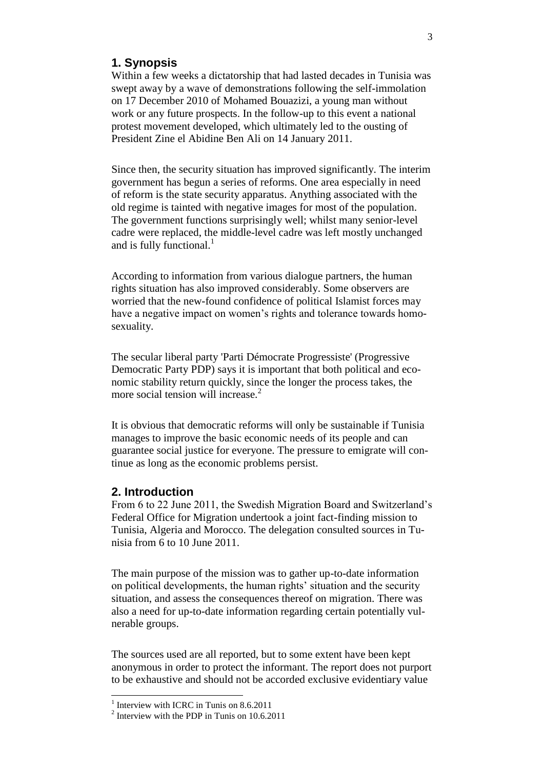## 1. Synopsis

Within a few weeks a dictatorship that had lasted decades in Tunisia was swept away by a wave of demonstrations following the self-immolation on 17 December 2010 of Mohamed Bouazizi, a young man without work or any future prospects. In the follow-up to this event a national protest movement developed, which ultimately led to the ousting of President Zine el Abidine Ben Ali on 14 January 2011.

Since then, the security situation has improved significantly. The interim government has begun a series of reforms. One area especially in need of reform is the state security apparatus. Anything associated with the old regime is tainted with negative images for most of the population. The government functions surprisingly well; whilst many senior-level cadre were replaced, the middle-level cadre was left mostly unchanged and is fully functional.[1]

According to information from various dialogue partners, the human rights situation has also improved considerably. Some observers are worried that the new-found confidence of political Islamist forces may have a negative impact on women's rights and tolerance towards homosexuality.

The secular liberal party 'Parti Démocrate Progressiste' (Progressive Democratic Party PDP) says it is important that both political and economic stability return quickly, since the longer the process takes, the more social tension will increase.[2]

It is obvious that democratic reforms will only be sustainable if Tunisia manages to improve the basic economic needs of its people and can guarantee social justice for everyone. The pressure to emigrate will continue as long as the economic problems persist.

## 2. Introduction

From 6 to 22 June 2011, the Swedish Migration Board and Switzerland's Federal Office for Migration undertook a joint fact-finding mission to Tunisia, Algeria and Morocco. The delegation consulted sources in Tunisia from 6 to 10 June 2011.

The main purpose of the mission was to gather up-to-date information on political developments, the human rights' situation and the security situation, and assess the consequences thereof on migration. There was also a need for up-to-date information regarding certain potentially vulnerable groups.

The sources used are all reported, but to some extent have been kept anonymous in order to protect the informant. The report does not purport to be exhaustive and should not be accorded exclusive evidentiary value

[1] Interview with ICRC in Tunis on 8.6.2011

[2] Interview with the PDP in Tunis on 10.6.2011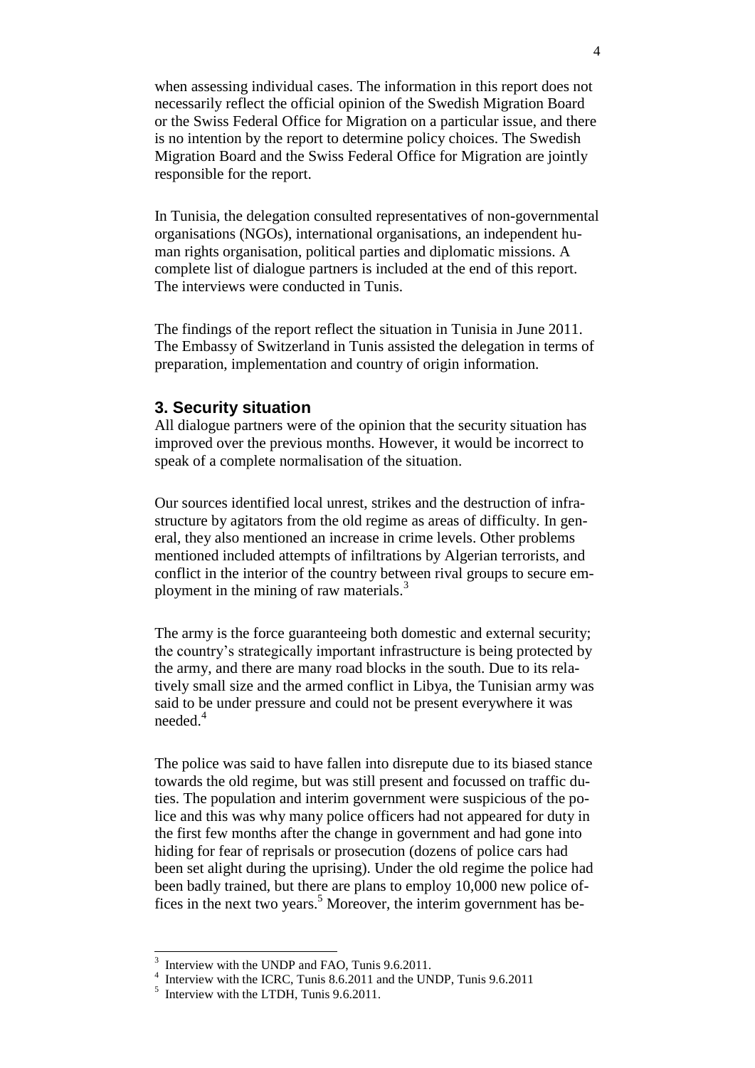when assessing individual cases. The information in this report does not necessarily reflect the official opinion of the Swedish Migration Board or the Swiss Federal Office for Migration on a particular issue, and there is no intention by the report to determine policy choices. The Swedish Migration Board and the Swiss Federal Office for Migration are jointly responsible for the report.

In Tunisia, the delegation consulted representatives of non-governmental organisations (NGOs), international organisations, an independent human rights organisation, political parties and diplomatic missions. A complete list of dialogue partners is included at the end of this report. The interviews were conducted in Tunis.

The findings of the report reflect the situation in Tunisia in June 2011. The Embassy of Switzerland in Tunis assisted the delegation in terms of preparation, implementation and country of origin information.

## 3. Security situation

All dialogue partners were of the opinion that the security situation has improved over the previous months. However, it would be incorrect to speak of a complete normalisation of the situation.

Our sources identified local unrest, strikes and the destruction of infrastructure by agitators from the old regime as areas of difficulty. In general, they also mentioned an increase in crime levels. Other problems mentioned included attempts of infiltrations by Algerian terrorists, and conflict in the interior of the country between rival groups to secure employment in the mining of raw materials.[3]

The army is the force guaranteeing both domestic and external security; the country's strategically important infrastructure is being protected by the army, and there are many road blocks in the south. Due to its relatively small size and the armed conflict in Libya, the Tunisian army was said to be under pressure and could not be present everywhere it was needed.[4]

The police was said to have fallen into disrepute due to its biased stance towards the old regime, but was still present and focussed on traffic duties. The population and interim government were suspicious of the police and this was why many police officers had not appeared for duty in the first few months after the change in government and had gone into hiding for fear of reprisals or prosecution (dozens of police cars had been set alight during the uprising). Under the old regime the police had been badly trained, but there are plans to employ 10,000 new police offices in the next two years.[5] Moreover, the interim government has be-

[3] Interview with the UNDP and FAO, Tunis 9.6.2011.

[4] Interview with the ICRC, Tunis 8.6.2011 and the UNDP, Tunis 9.6.2011

[5] Interview with the LTDH, Tunis 9.6.2011.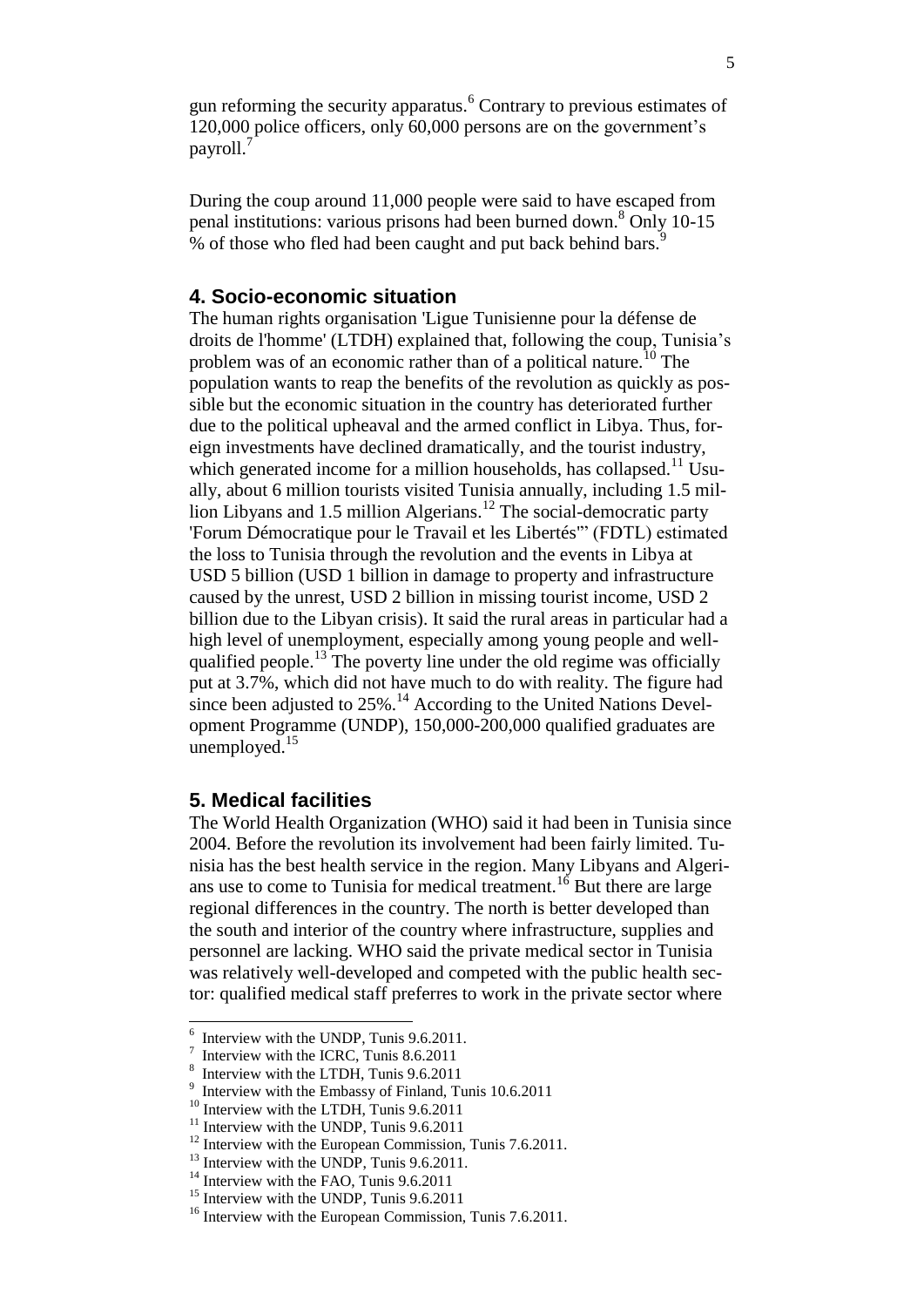gun reforming the security apparatus.[6] Contrary to previous estimates of 120,000 police officers, only 60,000 persons are on the government's payroll.[7]

During the coup around 11,000 people were said to have escaped from penal institutions: various prisons had been burned down.[8] Only 10-15 % of those who fled had been caught and put back behind bars.[9]

## 4. Socio-economic situation

The human rights organisation 'Ligue Tunisienne pour la défense de droits de l'homme' (LTDH) explained that, following the coup, Tunisia's problem was of an economic rather than of a political nature.[10] The population wants to reap the benefits of the revolution as quickly as possible but the economic situation in the country has deteriorated further due to the political upheaval and the armed conflict in Libya. Thus, foreign investments have declined dramatically, and the tourist industry, which generated income for a million households, has collapsed.[11] Usually, about 6 million tourists visited Tunisia annually, including 1.5 million Libyans and 1.5 million Algerians.[12] The social-democratic party 'Forum Démocratique pour le Travail et les Libertés'" (FDTL) estimated the loss to Tunisia through the revolution and the events in Libya at USD 5 billion (USD 1 billion in damage to property and infrastructure caused by the unrest, USD 2 billion in missing tourist income, USD 2 billion due to the Libyan crisis). It said the rural areas in particular had a high level of unemployment, especially among young people and well-qualified people.[13] The poverty line under the old regime was officially put at 3.7%, which did not have much to do with reality. The figure had since been adjusted to 25%.[14] According to the United Nations Development Programme (UNDP), 150,000-200,000 qualified graduates are unemployed.[15]

## 5. Medical facilities

The World Health Organization (WHO) said it had been in Tunisia since 2004. Before the revolution its involvement had been fairly limited. Tunisia has the best health service in the region. Many Libyans and Algerians use to come to Tunisia for medical treatment.[16] But there are large regional differences in the country. The north is better developed than the south and interior of the country where infrastructure, supplies and personnel are lacking. WHO said the private medical sector in Tunisia was relatively well-developed and competed with the public health sector: qualified medical staff preferres to work in the private sector where

---

[6] Interview with the UNDP, Tunis 9.6.2011.
[7] Interview with the ICRC, Tunis 8.6.2011
[8] Interview with the LTDH, Tunis 9.6.2011
[9] Interview with the Embassy of Finland, Tunis 10.6.2011
[10] Interview with the LTDH, Tunis 9.6.2011
[11] Interview with the UNDP, Tunis 9.6.2011
[12] Interview with the European Commission, Tunis 7.6.2011.
[13] Interview with the UNDP, Tunis 9.6.2011.
[14] Interview with the FAO, Tunis 9.6.2011
[15] Interview with the UNDP, Tunis 9.6.2011
[16] Interview with the European Commission, Tunis 7.6.2011.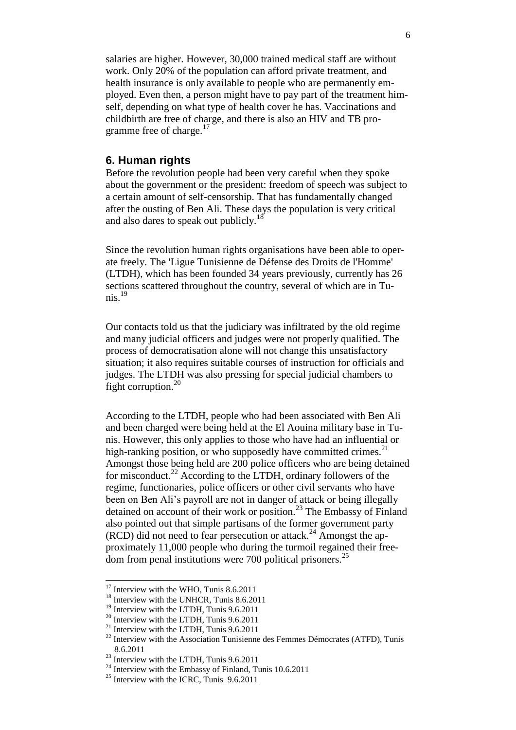salaries are higher. However, 30,000 trained medical staff are without work. Only 20% of the population can afford private treatment, and health insurance is only available to people who are permanently employed. Even then, a person might have to pay part of the treatment himself, depending on what type of health cover he has. Vaccinations and childbirth are free of charge, and there is also an HIV and TB programme free of charge.[17]

## 6. Human rights

Before the revolution people had been very careful when they spoke about the government or the president: freedom of speech was subject to a certain amount of self-censorship. That has fundamentally changed after the ousting of Ben Ali. These days the population is very critical and also dares to speak out publicly.[18]

Since the revolution human rights organisations have been able to operate freely. The 'Ligue Tunisienne de Défense des Droits de l'Homme' (LTDH), which has been founded 34 years previously, currently has 26 sections scattered throughout the country, several of which are in Tunis.[19]

Our contacts told us that the judiciary was infiltrated by the old regime and many judicial officers and judges were not properly qualified. The process of democratisation alone will not change this unsatisfactory situation; it also requires suitable courses of instruction for officials and judges. The LTDH was also pressing for special judicial chambers to fight corruption.[20]

According to the LTDH, people who had been associated with Ben Ali and been charged were being held at the El Aouina military base in Tunis. However, this only applies to those who have had an influential or high-ranking position, or who supposedly have committed crimes.[21] Amongst those being held are 200 police officers who are being detained for misconduct.[22] According to the LTDH, ordinary followers of the regime, functionaries, police officers or other civil servants who have been on Ben Ali's payroll are not in danger of attack or being illegally detained on account of their work or position.[23] The Embassy of Finland also pointed out that simple partisans of the former government party (RCD) did not need to fear persecution or attack.[24] Amongst the approximately 11,000 people who during the turmoil regained their freedom from penal institutions were 700 political prisoners.[25]

---

[17] Interview with the WHO, Tunis 8.6.2011

[18] Interview with the UNHCR, Tunis 8.6.2011

[19] Interview with the LTDH, Tunis 9.6.2011

[20] Interview with the LTDH, Tunis 9.6.2011

[21] Interview with the LTDH, Tunis 9.6.2011

[22] Interview with the Association Tunisienne des Femmes Démocrates (ATFD), Tunis 8.6.2011

[23] Interview with the LTDH, Tunis 9.6.2011

[24] Interview with the Embassy of Finland, Tunis 10.6.2011

[25] Interview with the ICRC, Tunis 9.6.2011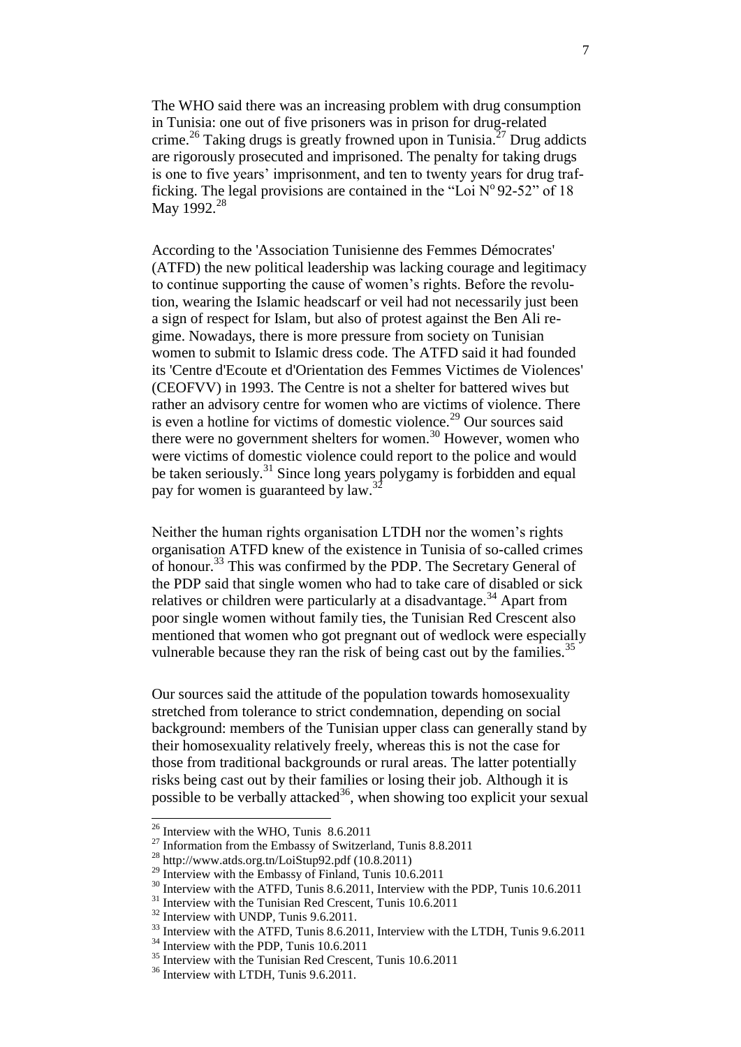The WHO said there was an increasing problem with drug consumption in Tunisia: one out of five prisoners was in prison for drug-related crime.[26] Taking drugs is greatly frowned upon in Tunisia.[27] Drug addicts are rigorously prosecuted and imprisoned. The penalty for taking drugs is one to five years' imprisonment, and ten to twenty years for drug trafficking. The legal provisions are contained in the "Loi N° 92-52" of 18 May 1992.[28]

According to the 'Association Tunisienne des Femmes Démocrates' (ATFD) the new political leadership was lacking courage and legitimacy to continue supporting the cause of women's rights. Before the revolution, wearing the Islamic headscarf or veil had not necessarily just been a sign of respect for Islam, but also of protest against the Ben Ali regime. Nowadays, there is more pressure from society on Tunisian women to submit to Islamic dress code. The ATFD said it had founded its 'Centre d'Ecoute et d'Orientation des Femmes Victimes de Violences' (CEOFVV) in 1993. The Centre is not a shelter for battered wives but rather an advisory centre for women who are victims of violence. There is even a hotline for victims of domestic violence.[29] Our sources said there were no government shelters for women.[30] However, women who were victims of domestic violence could report to the police and would be taken seriously.[31] Since long years polygamy is forbidden and equal pay for women is guaranteed by law.[32]

Neither the human rights organisation LTDH nor the women's rights organisation ATFD knew of the existence in Tunisia of so-called crimes of honour.[33] This was confirmed by the PDP. The Secretary General of the PDP said that single women who had to take care of disabled or sick relatives or children were particularly at a disadvantage.[34] Apart from poor single women without family ties, the Tunisian Red Crescent also mentioned that women who got pregnant out of wedlock were especially vulnerable because they ran the risk of being cast out by the families.[35]

Our sources said the attitude of the population towards homosexuality stretched from tolerance to strict condemnation, depending on social background: members of the Tunisian upper class can generally stand by their homosexuality relatively freely, whereas this is not the case for those from traditional backgrounds or rural areas. The latter potentially risks being cast out by their families or losing their job. Although it is possible to be verbally attacked[36], when showing too explicit your sexual

---

[26] Interview with the WHO, Tunis 8.6.2011

[27] Information from the Embassy of Switzerland, Tunis 8.8.2011

[28] http://www.atds.org.tn/LoiStup92.pdf (10.8.2011)

[29] Interview with the Embassy of Finland, Tunis 10.6.2011

[30] Interview with the ATFD, Tunis 8.6.2011, Interview with the PDP, Tunis 10.6.2011

[31] Interview with the Tunisian Red Crescent, Tunis 10.6.2011

[32] Interview with UNDP, Tunis 9.6.2011.

[33] Interview with the ATFD, Tunis 8.6.2011, Interview with the LTDH, Tunis 9.6.2011

[34] Interview with the PDP, Tunis 10.6.2011

[35] Interview with the Tunisian Red Crescent, Tunis 10.6.2011

[36] Interview with LTDH, Tunis 9.6.2011.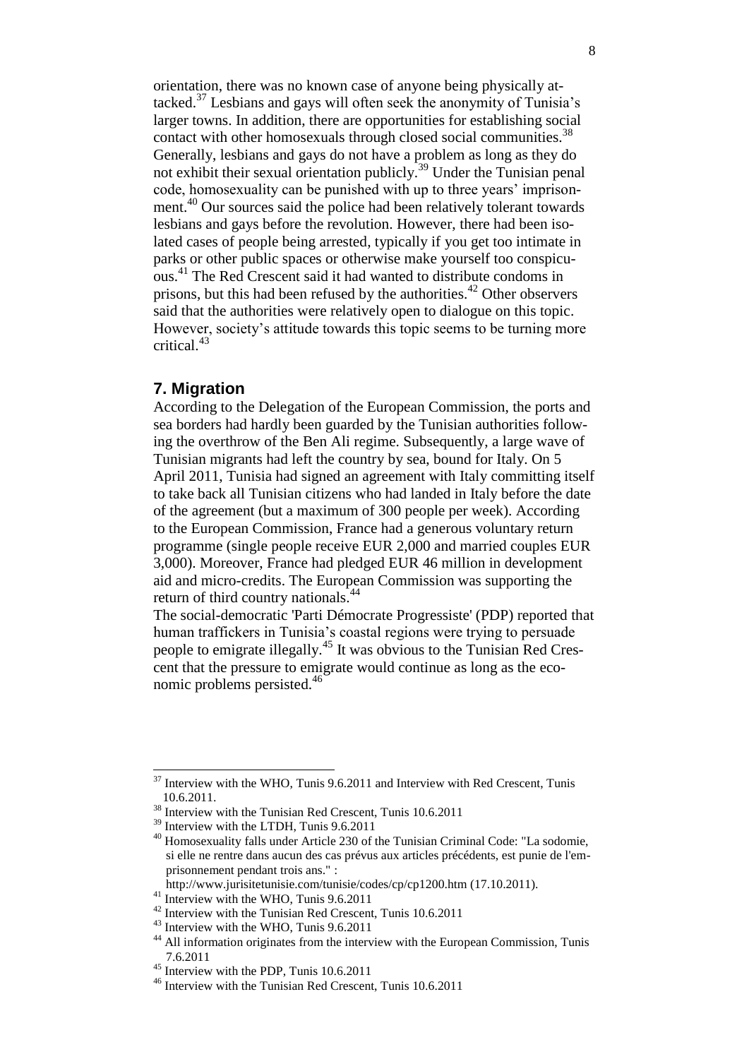orientation, there was no known case of anyone being physically attacked.[37] Lesbians and gays will often seek the anonymity of Tunisia's larger towns. In addition, there are opportunities for establishing social contact with other homosexuals through closed social communities.[38] Generally, lesbians and gays do not have a problem as long as they do not exhibit their sexual orientation publicly.[39] Under the Tunisian penal code, homosexuality can be punished with up to three years' imprisonment.[40] Our sources said the police had been relatively tolerant towards lesbians and gays before the revolution. However, there had been isolated cases of people being arrested, typically if you get too intimate in parks or other public spaces or otherwise make yourself too conspicuous.[41] The Red Crescent said it had wanted to distribute condoms in prisons, but this had been refused by the authorities.[42] Other observers said that the authorities were relatively open to dialogue on this topic. However, society's attitude towards this topic seems to be turning more critical.[43]

## 7. Migration

According to the Delegation of the European Commission, the ports and sea borders had hardly been guarded by the Tunisian authorities following the overthrow of the Ben Ali regime. Subsequently, a large wave of Tunisian migrants had left the country by sea, bound for Italy. On 5 April 2011, Tunisia had signed an agreement with Italy committing itself to take back all Tunisian citizens who had landed in Italy before the date of the agreement (but a maximum of 300 people per week). According to the European Commission, France had a generous voluntary return programme (single people receive EUR 2,000 and married couples EUR 3,000). Moreover, France had pledged EUR 46 million in development aid and micro-credits. The European Commission was supporting the return of third country nationals.[44]

The social-democratic 'Parti Démocrate Progressiste' (PDP) reported that human traffickers in Tunisia's coastal regions were trying to persuade people to emigrate illegally.[45] It was obvious to the Tunisian Red Crescent that the pressure to emigrate would continue as long as the economic problems persisted.[46]

---

[37] Interview with the WHO, Tunis 9.6.2011 and Interview with Red Crescent, Tunis 10.6.2011.

[38] Interview with the Tunisian Red Crescent, Tunis 10.6.2011

[39] Interview with the LTDH, Tunis 9.6.2011

[40] Homosexuality falls under Article 230 of the Tunisian Criminal Code: "La sodomie, si elle ne rentre dans aucun des cas prévus aux articles précédents, est punie de l'emprisonnement pendant trois ans." : http://www.jurisitetunisie.com/tunisie/codes/cp/cp1200.htm (17.10.2011).

[41] Interview with the WHO, Tunis 9.6.2011

[42] Interview with the Tunisian Red Crescent, Tunis 10.6.2011

[43] Interview with the WHO, Tunis 9.6.2011

[44] All information originates from the interview with the European Commission, Tunis 7.6.2011

[45] Interview with the PDP, Tunis 10.6.2011

[46] Interview with the Tunisian Red Crescent, Tunis 10.6.2011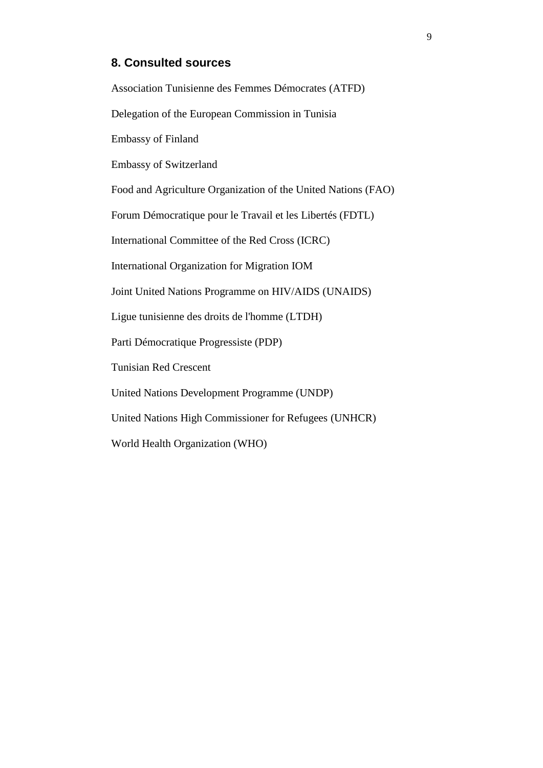## 8. Consulted sources

Association Tunisienne des Femmes Démocrates (ATFD)

Delegation of the European Commission in Tunisia

Embassy of Finland

Embassy of Switzerland

Food and Agriculture Organization of the United Nations (FAO)

Forum Démocratique pour le Travail et les Libertés (FDTL)

International Committee of the Red Cross (ICRC)

International Organization for Migration IOM

Joint United Nations Programme on HIV/AIDS (UNAIDS)

Ligue tunisienne des droits de l'homme (LTDH)

Parti Démocratique Progressiste (PDP)

Tunisian Red Crescent

United Nations Development Programme (UNDP)

United Nations High Commissioner for Refugees (UNHCR)

World Health Organization (WHO)